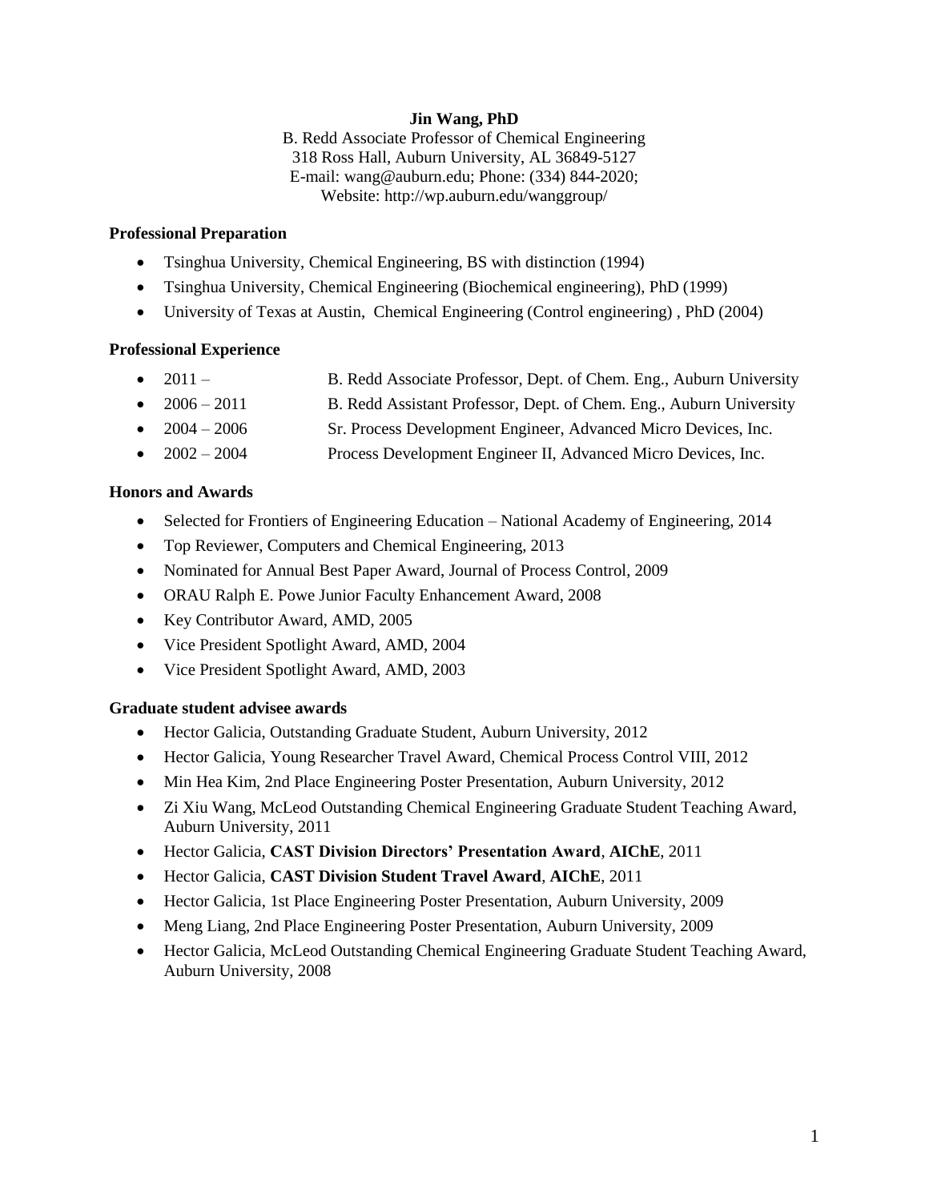**Jin Wang, PhD**

B. Redd Associate Professor of Chemical Engineering
318 Ross Hall, Auburn University, AL 36849-5127
E-mail: wang@auburn.edu; Phone: (334) 844-2020;
Website: http://wp.auburn.edu/wanggroup/

### Professional Preparation

- Tsinghua University, Chemical Engineering, BS with distinction (1994)
- Tsinghua University, Chemical Engineering (Biochemical engineering), PhD (1999)
- University of Texas at Austin, Chemical Engineering (Control engineering) , PhD (2004)

### Professional Experience

- 2011 – B. Redd Associate Professor, Dept. of Chem. Eng., Auburn University
- 2006 – 2011 B. Redd Assistant Professor, Dept. of Chem. Eng., Auburn University
- 2004 – 2006 Sr. Process Development Engineer, Advanced Micro Devices, Inc.
- 2002 – 2004 Process Development Engineer II, Advanced Micro Devices, Inc.

### Honors and Awards

- Selected for Frontiers of Engineering Education – National Academy of Engineering, 2014
- Top Reviewer, Computers and Chemical Engineering, 2013
- Nominated for Annual Best Paper Award, Journal of Process Control, 2009
- ORAU Ralph E. Powe Junior Faculty Enhancement Award, 2008
- Key Contributor Award, AMD, 2005
- Vice President Spotlight Award, AMD, 2004
- Vice President Spotlight Award, AMD, 2003

### Graduate student advisee awards

- Hector Galicia, Outstanding Graduate Student, Auburn University, 2012
- Hector Galicia, Young Researcher Travel Award, Chemical Process Control VIII, 2012
- Min Hea Kim, 2nd Place Engineering Poster Presentation, Auburn University, 2012
- Zi Xiu Wang, McLeod Outstanding Chemical Engineering Graduate Student Teaching Award, Auburn University, 2011
- Hector Galicia, **CAST Division Directors' Presentation Award**, **AIChE**, 2011
- Hector Galicia, **CAST Division Student Travel Award**, **AIChE**, 2011
- Hector Galicia, 1st Place Engineering Poster Presentation, Auburn University, 2009
- Meng Liang, 2nd Place Engineering Poster Presentation, Auburn University, 2009
- Hector Galicia, McLeod Outstanding Chemical Engineering Graduate Student Teaching Award, Auburn University, 2008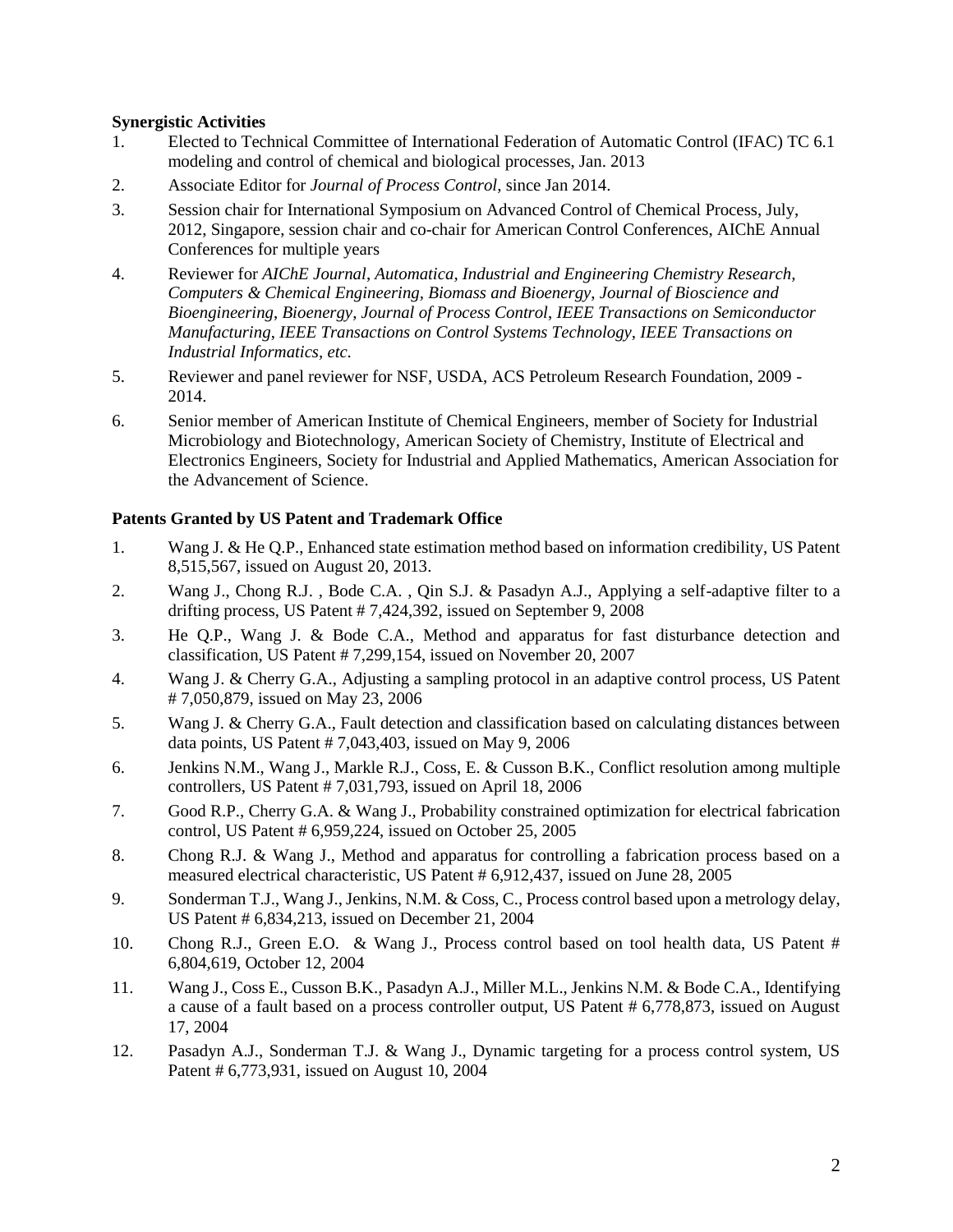**Synergistic Activities**

1. Elected to Technical Committee of International Federation of Automatic Control (IFAC) TC 6.1 modeling and control of chemical and biological processes, Jan. 2013
2. Associate Editor for *Journal of Process Control*, since Jan 2014.
3. Session chair for International Symposium on Advanced Control of Chemical Process, July, 2012, Singapore, session chair and co-chair for American Control Conferences, AIChE Annual Conferences for multiple years
4. Reviewer for *AIChE Journal*, *Automatica*, *Industrial and Engineering Chemistry Research*, *Computers & Chemical Engineering*, *Biomass and Bioenergy*, *Journal of Bioscience and Bioengineering*, *Bioenergy*, *Journal of Process Control*, *IEEE Transactions on Semiconductor Manufacturing*, *IEEE Transactions on Control Systems Technology*, *IEEE Transactions on Industrial Informatics*, *etc.*
5. Reviewer and panel reviewer for NSF, USDA, ACS Petroleum Research Foundation, 2009 - 2014.
6. Senior member of American Institute of Chemical Engineers, member of Society for Industrial Microbiology and Biotechnology, American Society of Chemistry, Institute of Electrical and Electronics Engineers, Society for Industrial and Applied Mathematics, American Association for the Advancement of Science.

**Patents Granted by US Patent and Trademark Office**

1. Wang J. & He Q.P., Enhanced state estimation method based on information credibility, US Patent 8,515,567, issued on August 20, 2013.
2. Wang J., Chong R.J. , Bode C.A. , Qin S.J. & Pasadyn A.J., Applying a self-adaptive filter to a drifting process, US Patent # 7,424,392, issued on September 9, 2008
3. He Q.P., Wang J. & Bode C.A., Method and apparatus for fast disturbance detection and classification, US Patent # 7,299,154, issued on November 20, 2007
4. Wang J. & Cherry G.A., Adjusting a sampling protocol in an adaptive control process, US Patent # 7,050,879, issued on May 23, 2006
5. Wang J. & Cherry G.A., Fault detection and classification based on calculating distances between data points, US Patent # 7,043,403, issued on May 9, 2006
6. Jenkins N.M., Wang J., Markle R.J., Coss, E. & Cusson B.K., Conflict resolution among multiple controllers, US Patent # 7,031,793, issued on April 18, 2006
7. Good R.P., Cherry G.A. & Wang J., Probability constrained optimization for electrical fabrication control, US Patent # 6,959,224, issued on October 25, 2005
8. Chong R.J. & Wang J., Method and apparatus for controlling a fabrication process based on a measured electrical characteristic, US Patent # 6,912,437, issued on June 28, 2005
9. Sonderman T.J., Wang J., Jenkins, N.M. & Coss, C., Process control based upon a metrology delay, US Patent # 6,834,213, issued on December 21, 2004
10. Chong R.J., Green E.O. & Wang J., Process control based on tool health data, US Patent # 6,804,619, October 12, 2004
11. Wang J., Coss E., Cusson B.K., Pasadyn A.J., Miller M.L., Jenkins N.M. & Bode C.A., Identifying a cause of a fault based on a process controller output, US Patent # 6,778,873, issued on August 17, 2004
12. Pasadyn A.J., Sonderman T.J. & Wang J., Dynamic targeting for a process control system, US Patent # 6,773,931, issued on August 10, 2004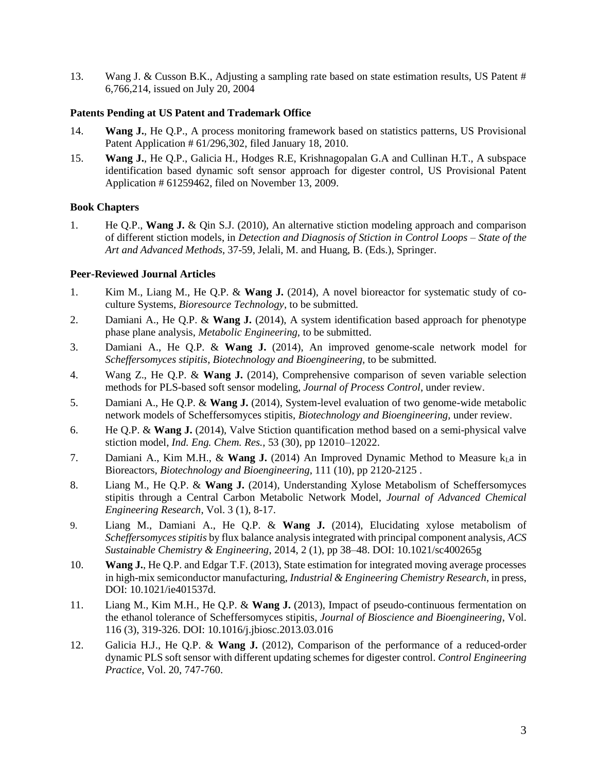13. Wang J. & Cusson B.K., Adjusting a sampling rate based on state estimation results, US Patent # 6,766,214, issued on July 20, 2004

**Patents Pending at US Patent and Trademark Office**

14. **Wang J.**, He Q.P., A process monitoring framework based on statistics patterns, US Provisional Patent Application # 61/296,302, filed January 18, 2010.
15. **Wang J.**, He Q.P., Galicia H., Hodges R.E, Krishnagopalan G.A and Cullinan H.T., A subspace identification based dynamic soft sensor approach for digester control, US Provisional Patent Application # 61259462, filed on November 13, 2009.

**Book Chapters**

1. He Q.P., **Wang J.** & Qin S.J. (2010), An alternative stiction modeling approach and comparison of different stiction models, in *Detection and Diagnosis of Stiction in Control Loops – State of the Art and Advanced Methods*, 37-59, Jelali, M. and Huang, B. (Eds.), Springer.

**Peer-Reviewed Journal Articles**

1. Kim M., Liang M., He Q.P. & **Wang J.** (2014), A novel bioreactor for systematic study of co-culture Systems, *Bioresource Technology*, to be submitted.
2. Damiani A., He Q.P. & **Wang J.** (2014), A system identification based approach for phenotype phase plane analysis, *Metabolic Engineering,* to be submitted.
3. Damiani A., He Q.P. & **Wang J.** (2014), An improved genome-scale network model for *Scheffersomyces stipitis*, *Biotechnology and Bioengineering,* to be submitted.
4. Wang Z., He Q.P. & **Wang J.** (2014), Comprehensive comparison of seven variable selection methods for PLS-based soft sensor modeling, *Journal of Process Control*, under review.
5. Damiani A., He Q.P. & **Wang J.** (2014), System-level evaluation of two genome-wide metabolic network models of Scheffersomyces stipitis, *Biotechnology and Bioengineering,* under review.
6. He Q.P. & **Wang J.** (2014), Valve Stiction quantification method based on a semi-physical valve stiction model, *Ind. Eng. Chem. Res.,* 53 (30), pp 12010–12022.
7. Damiani A., Kim M.H., & **Wang J.** (2014) An Improved Dynamic Method to Measure $k_La$ in Bioreactors, *Biotechnology and Bioengineering*, 111 (10), pp 2120-2125 .
8. Liang M., He Q.P. & **Wang J.** (2014), Understanding Xylose Metabolism of Scheffersomyces stipitis through a Central Carbon Metabolic Network Model, *Journal of Advanced Chemical Engineering Research*, Vol. 3 (1), 8-17.
9. Liang M., Damiani A., He Q.P. & **Wang J.** (2014), Elucidating xylose metabolism of *Scheffersomyces stipitis* by flux balance analysis integrated with principal component analysis, *ACS Sustainable Chemistry & Engineering*, 2014, 2 (1), pp 38–48. DOI: 10.1021/sc400265g
10. **Wang J.**, He Q.P. and Edgar T.F. (2013), State estimation for integrated moving average processes in high-mix semiconductor manufacturing, *Industrial & Engineering Chemistry Research*, in press, DOI: 10.1021/ie401537d.
11. Liang M., Kim M.H., He Q.P. & **Wang J.** (2013), Impact of pseudo-continuous fermentation on the ethanol tolerance of Scheffersomyces stipitis, *Journal of Bioscience and Bioengineering*, Vol. 116 (3), 319-326. DOI: 10.1016/j.jbiosc.2013.03.016
12. Galicia H.J., He Q.P. & **Wang J.** (2012), Comparison of the performance of a reduced-order dynamic PLS soft sensor with different updating schemes for digester control. *Control Engineering Practice*, Vol. 20, 747-760.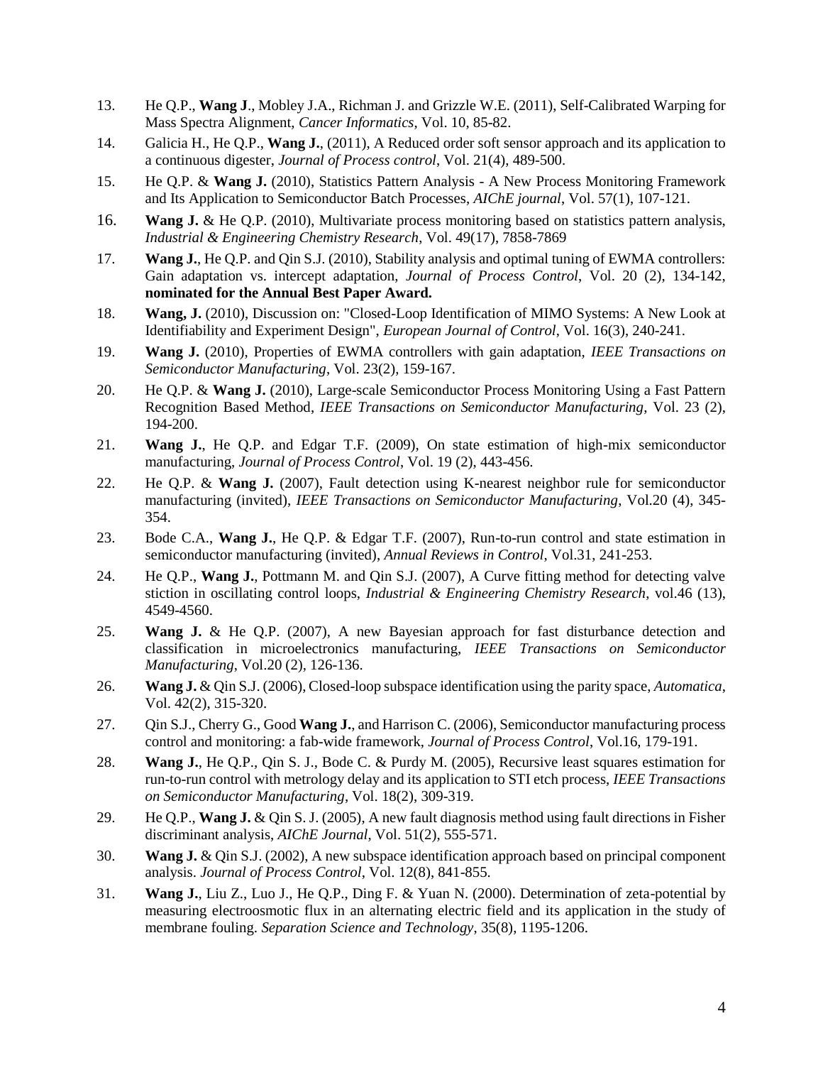13. He Q.P., **Wang J**., Mobley J.A., Richman J. and Grizzle W.E. (2011), Self-Calibrated Warping for Mass Spectra Alignment, *Cancer Informatics*, Vol. 10, 85-82.
14. Galicia H., He Q.P., **Wang J.**, (2011), A Reduced order soft sensor approach and its application to a continuous digester, *Journal of Process control*, Vol. 21(4), 489-500.
15. He Q.P. & **Wang J.** (2010), Statistics Pattern Analysis - A New Process Monitoring Framework and Its Application to Semiconductor Batch Processes, *AIChE journal*, Vol. 57(1), 107-121.
16. **Wang J.** & He Q.P. (2010), Multivariate process monitoring based on statistics pattern analysis, *Industrial & Engineering Chemistry Research*, Vol. 49(17), 7858-7869
17. **Wang J.**, He Q.P. and Qin S.J. (2010), Stability analysis and optimal tuning of EWMA controllers: Gain adaptation vs. intercept adaptation, *Journal of Process Control*, Vol. 20 (2), 134-142, **nominated for the Annual Best Paper Award.**
18. **Wang, J.** (2010), Discussion on: "Closed-Loop Identification of MIMO Systems: A New Look at Identifiability and Experiment Design", *European Journal of Control*, Vol. 16(3), 240-241.
19. **Wang J.** (2010), Properties of EWMA controllers with gain adaptation, *IEEE Transactions on Semiconductor Manufacturing*, Vol. 23(2), 159-167.
20. He Q.P. & **Wang J.** (2010), Large-scale Semiconductor Process Monitoring Using a Fast Pattern Recognition Based Method, *IEEE Transactions on Semiconductor Manufacturing*, Vol. 23 (2), 194-200.
21. **Wang J.**, He Q.P. and Edgar T.F. (2009), On state estimation of high-mix semiconductor manufacturing, *Journal of Process Control*, Vol. 19 (2), 443-456.
22. He Q.P. & **Wang J.** (2007), Fault detection using K-nearest neighbor rule for semiconductor manufacturing (invited), *IEEE Transactions on Semiconductor Manufacturing*, Vol.20 (4), 345-354.
23. Bode C.A., **Wang J.**, He Q.P. & Edgar T.F. (2007), Run-to-run control and state estimation in semiconductor manufacturing (invited), *Annual Reviews in Control*, Vol.31, 241-253.
24. He Q.P., **Wang J.**, Pottmann M. and Qin S.J. (2007), A Curve fitting method for detecting valve stiction in oscillating control loops, *Industrial & Engineering Chemistry Research*, vol.46 (13), 4549-4560.
25. **Wang J.** & He Q.P. (2007), A new Bayesian approach for fast disturbance detection and classification in microelectronics manufacturing, *IEEE Transactions on Semiconductor Manufacturing*, Vol.20 (2), 126-136.
26. **Wang J.** & Qin S.J. (2006), Closed-loop subspace identification using the parity space, *Automatica*, Vol. 42(2), 315-320.
27. Qin S.J., Cherry G., Good **Wang J.**, and Harrison C. (2006), Semiconductor manufacturing process control and monitoring: a fab-wide framework, *Journal of Process Control*, Vol.16, 179-191.
28. **Wang J.**, He Q.P., Qin S. J., Bode C. & Purdy M. (2005), Recursive least squares estimation for run-to-run control with metrology delay and its application to STI etch process, *IEEE Transactions on Semiconductor Manufacturing*, Vol. 18(2), 309-319.
29. He Q.P., **Wang J.** & Qin S. J. (2005), A new fault diagnosis method using fault directions in Fisher discriminant analysis, *AIChE Journal*, Vol. 51(2), 555-571.
30. **Wang J.** & Qin S.J. (2002), A new subspace identification approach based on principal component analysis. *Journal of Process Control*, Vol. 12(8), 841-855.
31. **Wang J.**, Liu Z., Luo J., He Q.P., Ding F. & Yuan N. (2000). Determination of zeta-potential by measuring electroosmotic flux in an alternating electric field and its application in the study of membrane fouling. *Separation Science and Technology*, 35(8), 1195-1206.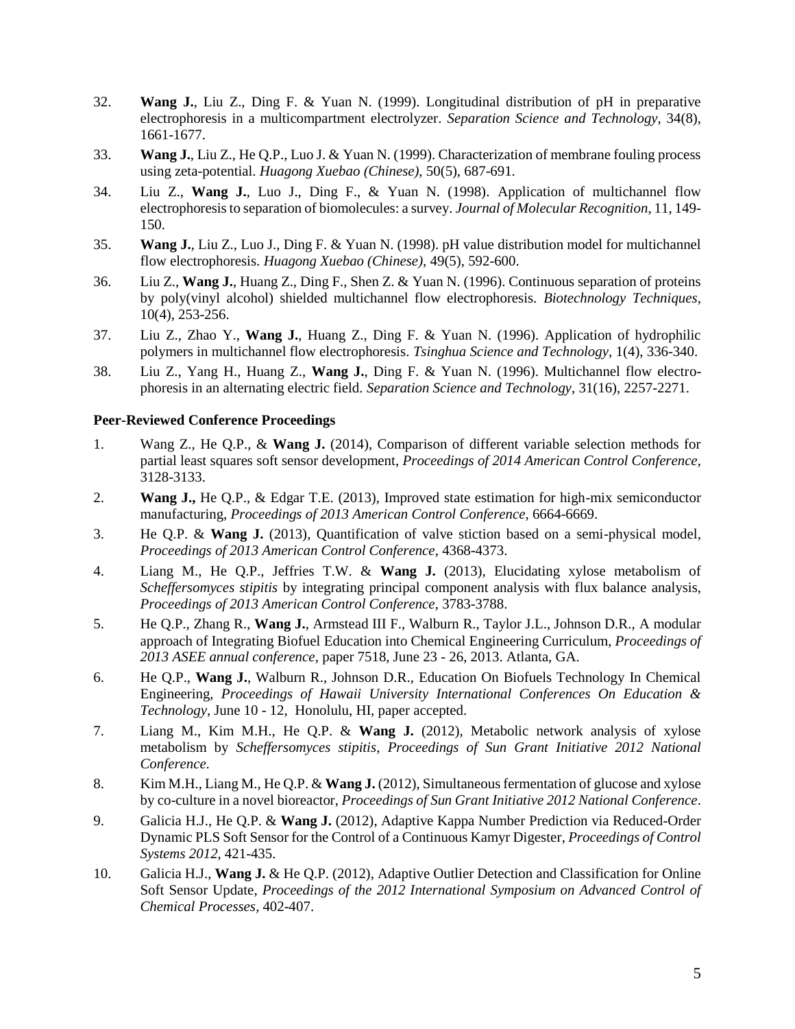32. **Wang J.**, Liu Z., Ding F. & Yuan N. (1999). Longitudinal distribution of pH in preparative electrophoresis in a multicompartment electrolyzer. *Separation Science and Technology*, 34(8), 1661-1677.
33. **Wang J.**, Liu Z., He Q.P., Luo J. & Yuan N. (1999). Characterization of membrane fouling process using zeta-potential. *Huagong Xuebao (Chinese)*, 50(5), 687-691.
34. Liu Z., **Wang J.**, Luo J., Ding F., & Yuan N. (1998). Application of multichannel flow electrophoresis to separation of biomolecules: a survey. *Journal of Molecular Recognition*, 11, 149-150.
35. **Wang J.**, Liu Z., Luo J., Ding F. & Yuan N. (1998). pH value distribution model for multichannel flow electrophoresis. *Huagong Xuebao (Chinese)*, 49(5), 592-600.
36. Liu Z., **Wang J.**, Huang Z., Ding F., Shen Z. & Yuan N. (1996). Continuous separation of proteins by poly(vinyl alcohol) shielded multichannel flow electrophoresis. *Biotechnology Techniques*, 10(4), 253-256.
37. Liu Z., Zhao Y., **Wang J.**, Huang Z., Ding F. & Yuan N. (1996). Application of hydrophilic polymers in multichannel flow electrophoresis. *Tsinghua Science and Technology*, 1(4), 336-340.
38. Liu Z., Yang H., Huang Z., **Wang J.**, Ding F. & Yuan N. (1996). Multichannel flow electrophoresis in an alternating electric field. *Separation Science and Technology*, 31(16), 2257-2271.

**Peer-Reviewed Conference Proceedings**

1. Wang Z., He Q.P., & **Wang J.** (2014), Comparison of different variable selection methods for partial least squares soft sensor development, *Proceedings of 2014 American Control Conference*, 3128-3133.
2. **Wang J.,** He Q.P., & Edgar T.E. (2013), Improved state estimation for high-mix semiconductor manufacturing, *Proceedings of 2013 American Control Conference*, 6664-6669.
3. He Q.P. & **Wang J.** (2013), Quantification of valve stiction based on a semi-physical model, *Proceedings of 2013 American Control Conference*, 4368-4373.
4. Liang M., He Q.P., Jeffries T.W. & **Wang J.** (2013), Elucidating xylose metabolism of *Scheffersomyces stipitis* by integrating principal component analysis with flux balance analysis, *Proceedings of 2013 American Control Conference*, 3783-3788.
5. He Q.P., Zhang R., **Wang J.**, Armstead III F., Walburn R., Taylor J.L., Johnson D.R., A modular approach of Integrating Biofuel Education into Chemical Engineering Curriculum, *Proceedings of 2013 ASEE annual conference*, paper 7518, June 23 - 26, 2013. Atlanta, GA.
6. He Q.P., **Wang J.**, Walburn R., Johnson D.R., Education On Biofuels Technology In Chemical Engineering, *Proceedings of Hawaii University International Conferences On Education & Technology*, June 10 - 12, Honolulu, HI, paper accepted.
7. Liang M., Kim M.H., He Q.P. & **Wang J.** (2012), Metabolic network analysis of xylose metabolism by *Scheffersomyces stipitis*, *Proceedings of Sun Grant Initiative 2012 National Conference*.
8. Kim M.H., Liang M., He Q.P. & **Wang J.** (2012), Simultaneous fermentation of glucose and xylose by co-culture in a novel bioreactor, *Proceedings of Sun Grant Initiative 2012 National Conference*.
9. Galicia H.J., He Q.P. & **Wang J.** (2012), Adaptive Kappa Number Prediction via Reduced-Order Dynamic PLS Soft Sensor for the Control of a Continuous Kamyr Digester, *Proceedings of Control Systems 2012*, 421-435.
10. Galicia H.J., **Wang J.** & He Q.P. (2012), Adaptive Outlier Detection and Classification for Online Soft Sensor Update, *Proceedings of the 2012 International Symposium on Advanced Control of Chemical Processes*, 402-407.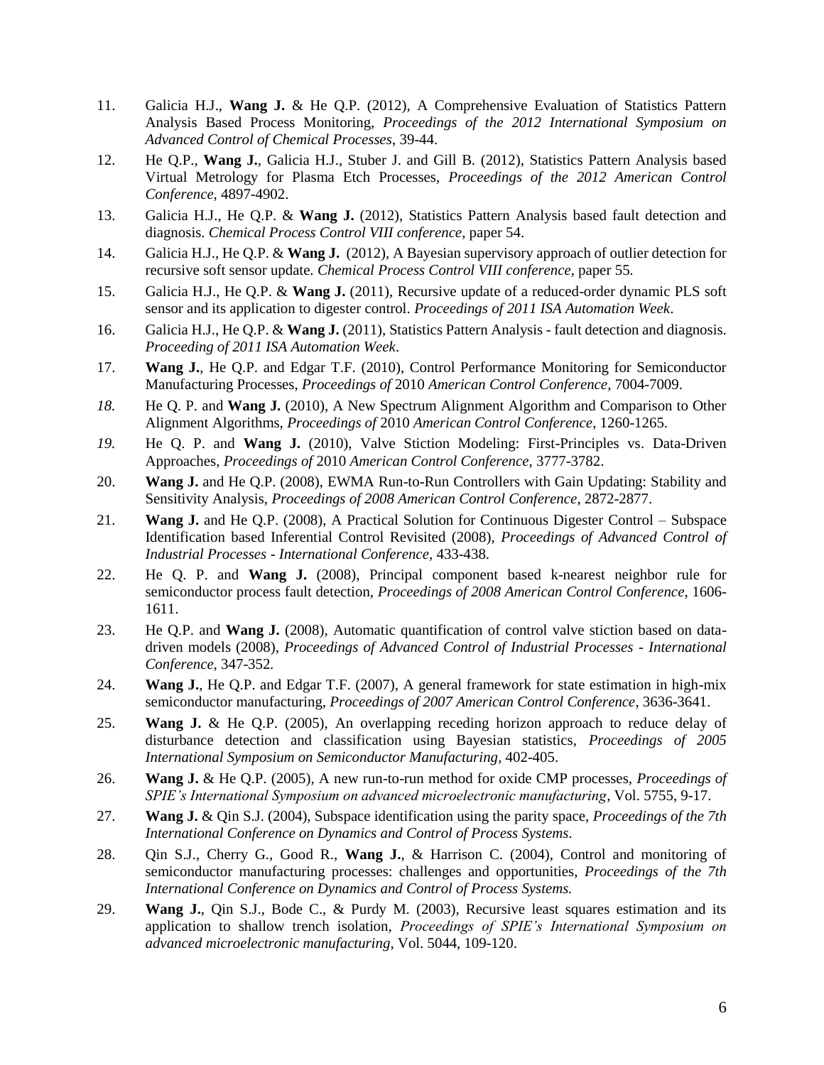11. Galicia H.J., **Wang J.** & He Q.P. (2012), A Comprehensive Evaluation of Statistics Pattern Analysis Based Process Monitoring, *Proceedings of the 2012 International Symposium on Advanced Control of Chemical Processes*, 39-44.
12. He Q.P., **Wang J.**, Galicia H.J., Stuber J. and Gill B. (2012), Statistics Pattern Analysis based Virtual Metrology for Plasma Etch Processes, *Proceedings of the 2012 American Control Conference*, 4897-4902.
13. Galicia H.J., He Q.P. & **Wang J.** (2012), Statistics Pattern Analysis based fault detection and diagnosis. *Chemical Process Control VIII conference*, paper 54.
14. Galicia H.J., He Q.P. & **Wang J.** (2012), A Bayesian supervisory approach of outlier detection for recursive soft sensor update. *Chemical Process Control VIII conference*, paper 55.
15. Galicia H.J., He Q.P. & **Wang J.** (2011), Recursive update of a reduced-order dynamic PLS soft sensor and its application to digester control. *Proceedings of 2011 ISA Automation Week*.
16. Galicia H.J., He Q.P. & **Wang J.** (2011), Statistics Pattern Analysis - fault detection and diagnosis. *Proceeding of 2011 ISA Automation Week*.
17. **Wang J.**, He Q.P. and Edgar T.F. (2010), Control Performance Monitoring for Semiconductor Manufacturing Processes, *Proceedings of* 2010 *American Control Conference*, 7004-7009.
18. He Q. P. and **Wang J.** (2010), A New Spectrum Alignment Algorithm and Comparison to Other Alignment Algorithms, *Proceedings of* 2010 *American Control Conference*, 1260-1265.
19. He Q. P. and **Wang J.** (2010), Valve Stiction Modeling: First-Principles vs. Data-Driven Approaches, *Proceedings of* 2010 *American Control Conference*, 3777-3782.
20. **Wang J.** and He Q.P. (2008), EWMA Run-to-Run Controllers with Gain Updating: Stability and Sensitivity Analysis, *Proceedings of 2008 American Control Conference*, 2872-2877.
21. **Wang J.** and He Q.P. (2008), A Practical Solution for Continuous Digester Control – Subspace Identification based Inferential Control Revisited (2008), *Proceedings of Advanced Control of Industrial Processes - International Conference*, 433-438.
22. He Q. P. and **Wang J.** (2008), Principal component based k-nearest neighbor rule for semiconductor process fault detection, *Proceedings of 2008 American Control Conference*, 1606-1611.
23. He Q.P. and **Wang J.** (2008), Automatic quantification of control valve stiction based on data-driven models (2008), *Proceedings of Advanced Control of Industrial Processes - International Conference*, 347-352.
24. **Wang J.**, He Q.P. and Edgar T.F. (2007), A general framework for state estimation in high-mix semiconductor manufacturing, *Proceedings of 2007 American Control Conference*, 3636-3641.
25. **Wang J.** & He Q.P. (2005), An overlapping receding horizon approach to reduce delay of disturbance detection and classification using Bayesian statistics, *Proceedings of 2005 International Symposium on Semiconductor Manufacturing*, 402-405.
26. **Wang J.** & He Q.P. (2005), A new run-to-run method for oxide CMP processes, *Proceedings of SPIE's International Symposium on advanced microelectronic manufacturing*, Vol. 5755, 9-17.
27. **Wang J.** & Qin S.J. (2004), Subspace identification using the parity space, *Proceedings of the 7th International Conference on Dynamics and Control of Process Systems*.
28. Qin S.J., Cherry G., Good R., **Wang J.**, & Harrison C. (2004), Control and monitoring of semiconductor manufacturing processes: challenges and opportunities, *Proceedings of the 7th International Conference on Dynamics and Control of Process Systems.*
29. **Wang J.**, Qin S.J., Bode C., & Purdy M. (2003), Recursive least squares estimation and its application to shallow trench isolation, *Proceedings of SPIE's International Symposium on advanced microelectronic manufacturing*, Vol. 5044, 109-120.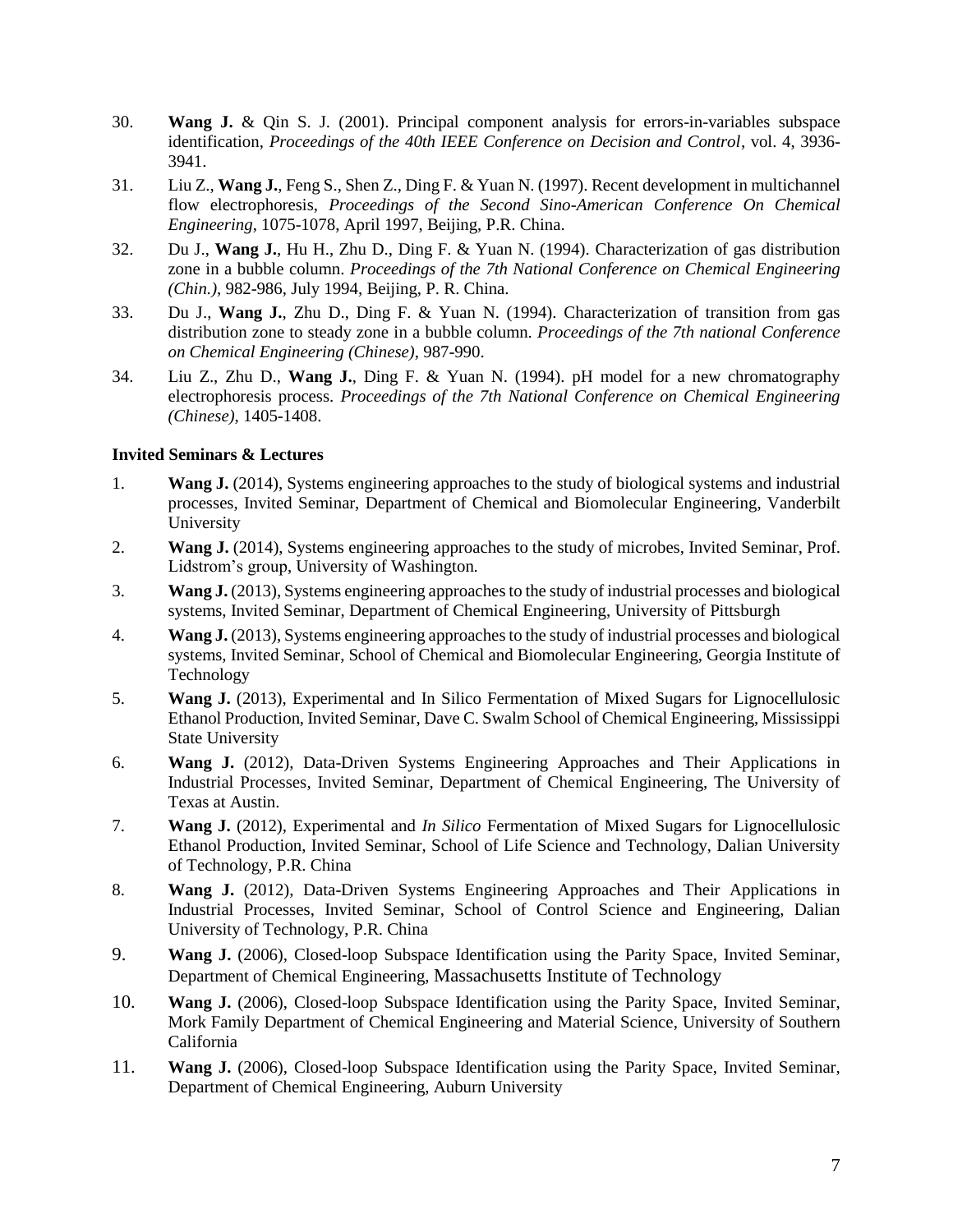30. **Wang J.** & Qin S. J. (2001). Principal component analysis for errors-in-variables subspace identification, *Proceedings of the 40th IEEE Conference on Decision and Control*, vol. 4, 3936-3941.
31. Liu Z., **Wang J.**, Feng S., Shen Z., Ding F. & Yuan N. (1997). Recent development in multichannel flow electrophoresis, *Proceedings of the Second Sino-American Conference On Chemical Engineering*, 1075-1078, April 1997, Beijing, P.R. China.
32. Du J., **Wang J.**, Hu H., Zhu D., Ding F. & Yuan N. (1994). Characterization of gas distribution zone in a bubble column. *Proceedings of the 7th National Conference on Chemical Engineering (Chin.)*, 982-986, July 1994, Beijing, P. R. China.
33. Du J., **Wang J.**, Zhu D., Ding F. & Yuan N. (1994). Characterization of transition from gas distribution zone to steady zone in a bubble column. *Proceedings of the 7th national Conference on Chemical Engineering (Chinese)*, 987-990.
34. Liu Z., Zhu D., **Wang J.**, Ding F. & Yuan N. (1994). pH model for a new chromatography electrophoresis process. *Proceedings of the 7th National Conference on Chemical Engineering (Chinese)*, 1405-1408.

**Invited Seminars & Lectures**

1. **Wang J.** (2014), Systems engineering approaches to the study of biological systems and industrial processes, Invited Seminar, Department of Chemical and Biomolecular Engineering, Vanderbilt University
2. **Wang J.** (2014), Systems engineering approaches to the study of microbes, Invited Seminar, Prof. Lidstrom's group, University of Washington.
3. **Wang J.** (2013), Systems engineering approaches to the study of industrial processes and biological systems, Invited Seminar, Department of Chemical Engineering, University of Pittsburgh
4. **Wang J.** (2013), Systems engineering approaches to the study of industrial processes and biological systems, Invited Seminar, School of Chemical and Biomolecular Engineering, Georgia Institute of Technology
5. **Wang J.** (2013), Experimental and In Silico Fermentation of Mixed Sugars for Lignocellulosic Ethanol Production, Invited Seminar, Dave C. Swalm School of Chemical Engineering, Mississippi State University
6. **Wang J.** (2012), Data-Driven Systems Engineering Approaches and Their Applications in Industrial Processes, Invited Seminar, Department of Chemical Engineering, The University of Texas at Austin.
7. **Wang J.** (2012), Experimental and *In Silico* Fermentation of Mixed Sugars for Lignocellulosic Ethanol Production, Invited Seminar, School of Life Science and Technology, Dalian University of Technology, P.R. China
8. **Wang J.** (2012), Data-Driven Systems Engineering Approaches and Their Applications in Industrial Processes, Invited Seminar, School of Control Science and Engineering, Dalian University of Technology, P.R. China
9. **Wang J.** (2006), Closed-loop Subspace Identification using the Parity Space, Invited Seminar, Department of Chemical Engineering, Massachusetts Institute of Technology
10. **Wang J.** (2006), Closed-loop Subspace Identification using the Parity Space, Invited Seminar, Mork Family Department of Chemical Engineering and Material Science, University of Southern California
11. **Wang J.** (2006), Closed-loop Subspace Identification using the Parity Space, Invited Seminar, Department of Chemical Engineering, Auburn University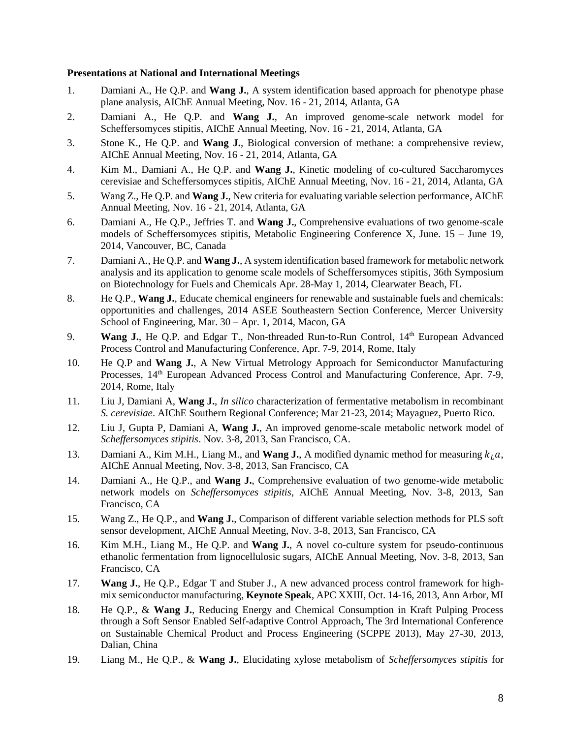**Presentations at National and International Meetings**

1. Damiani A., He Q.P. and **Wang J.**, A system identification based approach for phenotype phase plane analysis, AIChE Annual Meeting, Nov. 16 - 21, 2014, Atlanta, GA
2. Damiani A., He Q.P. and **Wang J.**, An improved genome-scale network model for Scheffersomyces stipitis, AIChE Annual Meeting, Nov. 16 - 21, 2014, Atlanta, GA
3. Stone K., He Q.P. and **Wang J.**, Biological conversion of methane: a comprehensive review, AIChE Annual Meeting, Nov. 16 - 21, 2014, Atlanta, GA
4. Kim M., Damiani A., He Q.P. and **Wang J.**, Kinetic modeling of co-cultured Saccharomyces cerevisiae and Scheffersomyces stipitis, AIChE Annual Meeting, Nov. 16 - 21, 2014, Atlanta, GA
5. Wang Z., He Q.P. and **Wang J.**, New criteria for evaluating variable selection performance, AIChE Annual Meeting, Nov. 16 - 21, 2014, Atlanta, GA
6. Damiani A., He Q.P., Jeffries T. and **Wang J.**, Comprehensive evaluations of two genome-scale models of Scheffersomyces stipitis, Metabolic Engineering Conference X, June. 15 – June 19, 2014, Vancouver, BC, Canada
7. Damiani A., He Q.P. and **Wang J.**, A system identification based framework for metabolic network analysis and its application to genome scale models of Scheffersomyces stipitis, 36th Symposium on Biotechnology for Fuels and Chemicals Apr. 28-May 1, 2014, Clearwater Beach, FL
8. He Q.P., **Wang J.**, Educate chemical engineers for renewable and sustainable fuels and chemicals: opportunities and challenges, 2014 ASEE Southeastern Section Conference, Mercer University School of Engineering, Mar. 30 – Apr. 1, 2014, Macon, GA
9. **Wang J.**, He Q.P. and Edgar T., Non-threaded Run-to-Run Control, 14th European Advanced Process Control and Manufacturing Conference, Apr. 7-9, 2014, Rome, Italy
10. He Q.P and **Wang J.**, A New Virtual Metrology Approach for Semiconductor Manufacturing Processes, 14th European Advanced Process Control and Manufacturing Conference, Apr. 7-9, 2014, Rome, Italy
11. Liu J, Damiani A, **Wang J.**, *In silico* characterization of fermentative metabolism in recombinant *S. cerevisiae*. AIChE Southern Regional Conference; Mar 21-23, 2014; Mayaguez, Puerto Rico.
12. Liu J, Gupta P, Damiani A, **Wang J.**, An improved genome-scale metabolic network model of *Scheffersomyces stipitis*. Nov. 3-8, 2013, San Francisco, CA.
13. Damiani A., Kim M.H., Liang M., and **Wang J.**, A modified dynamic method for measuring $k_L a$, AIChE Annual Meeting, Nov. 3-8, 2013, San Francisco, CA
14. Damiani A., He Q.P., and **Wang J.**, Comprehensive evaluation of two genome-wide metabolic network models on *Scheffersomyces stipitis*, AIChE Annual Meeting, Nov. 3-8, 2013, San Francisco, CA
15. Wang Z., He Q.P., and **Wang J.**, Comparison of different variable selection methods for PLS soft sensor development, AIChE Annual Meeting, Nov. 3-8, 2013, San Francisco, CA
16. Kim M.H., Liang M., He Q.P. and **Wang J.**, A novel co-culture system for pseudo-continuous ethanolic fermentation from lignocellulosic sugars, AIChE Annual Meeting, Nov. 3-8, 2013, San Francisco, CA
17. **Wang J.**, He Q.P., Edgar T and Stuber J., A new advanced process control framework for high-mix semiconductor manufacturing, **Keynote Speak**, APC XXIII, Oct. 14-16, 2013, Ann Arbor, MI
18. He Q.P., & **Wang J.**, Reducing Energy and Chemical Consumption in Kraft Pulping Process through a Soft Sensor Enabled Self-adaptive Control Approach, The 3rd International Conference on Sustainable Chemical Product and Process Engineering (SCPPE 2013), May 27-30, 2013, Dalian, China
19. Liang M., He Q.P., & **Wang J.**, Elucidating xylose metabolism of *Scheffersomyces stipitis* for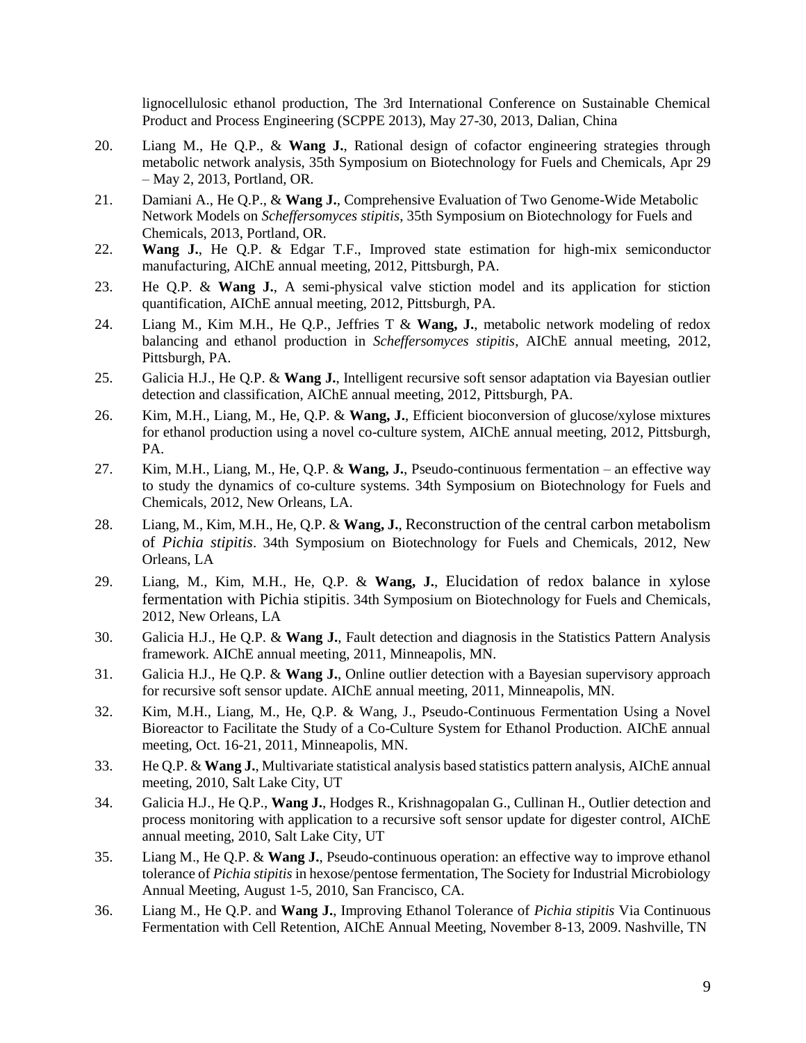lignocellulosic ethanol production, The 3rd International Conference on Sustainable Chemical Product and Process Engineering (SCPPE 2013), May 27-30, 2013, Dalian, China

20. Liang M., He Q.P., & **Wang J.**, Rational design of cofactor engineering strategies through metabolic network analysis, 35th Symposium on Biotechnology for Fuels and Chemicals, Apr 29 – May 2, 2013, Portland, OR.

21. Damiani A., He Q.P., & **Wang J.**, Comprehensive Evaluation of Two Genome-Wide Metabolic Network Models on *Scheffersomyces stipitis*, 35th Symposium on Biotechnology for Fuels and Chemicals, 2013, Portland, OR.

22. **Wang J.**, He Q.P. & Edgar T.F., Improved state estimation for high-mix semiconductor manufacturing, AIChE annual meeting, 2012, Pittsburgh, PA.

23. He Q.P. & **Wang J.**, A semi-physical valve stiction model and its application for stiction quantification, AIChE annual meeting, 2012, Pittsburgh, PA.

24. Liang M., Kim M.H., He Q.P., Jeffries T & **Wang, J.**, metabolic network modeling of redox balancing and ethanol production in *Scheffersomyces stipitis*, AIChE annual meeting, 2012, Pittsburgh, PA.

25. Galicia H.J., He Q.P. & **Wang J.**, Intelligent recursive soft sensor adaptation via Bayesian outlier detection and classification, AIChE annual meeting, 2012, Pittsburgh, PA.

26. Kim, M.H., Liang, M., He, Q.P. & **Wang, J.**, Efficient bioconversion of glucose/xylose mixtures for ethanol production using a novel co-culture system, AIChE annual meeting, 2012, Pittsburgh, PA.

27. Kim, M.H., Liang, M., He, Q.P. & **Wang, J.**, Pseudo-continuous fermentation – an effective way to study the dynamics of co-culture systems. 34th Symposium on Biotechnology for Fuels and Chemicals, 2012, New Orleans, LA.

28. Liang, M., Kim, M.H., He, Q.P. & **Wang, J.**, Reconstruction of the central carbon metabolism of *Pichia stipitis*. 34th Symposium on Biotechnology for Fuels and Chemicals, 2012, New Orleans, LA

29. Liang, M., Kim, M.H., He, Q.P. & **Wang, J.**, Elucidation of redox balance in xylose fermentation with Pichia stipitis. 34th Symposium on Biotechnology for Fuels and Chemicals, 2012, New Orleans, LA

30. Galicia H.J., He Q.P. & **Wang J.**, Fault detection and diagnosis in the Statistics Pattern Analysis framework. AIChE annual meeting, 2011, Minneapolis, MN.

31. Galicia H.J., He Q.P. & **Wang J.**, Online outlier detection with a Bayesian supervisory approach for recursive soft sensor update. AIChE annual meeting, 2011, Minneapolis, MN.

32. Kim, M.H., Liang, M., He, Q.P. & Wang, J., Pseudo-Continuous Fermentation Using a Novel Bioreactor to Facilitate the Study of a Co-Culture System for Ethanol Production. AIChE annual meeting, Oct. 16-21, 2011, Minneapolis, MN.

33. He Q.P. & **Wang J.**, Multivariate statistical analysis based statistics pattern analysis, AIChE annual meeting, 2010, Salt Lake City, UT

34. Galicia H.J., He Q.P., **Wang J.**, Hodges R., Krishnagopalan G., Cullinan H., Outlier detection and process monitoring with application to a recursive soft sensor update for digester control, AIChE annual meeting, 2010, Salt Lake City, UT

35. Liang M., He Q.P. & **Wang J.**, Pseudo-continuous operation: an effective way to improve ethanol tolerance of *Pichia stipitis* in hexose/pentose fermentation, The Society for Industrial Microbiology Annual Meeting, August 1-5, 2010, San Francisco, CA.

36. Liang M., He Q.P. and **Wang J.**, Improving Ethanol Tolerance of *Pichia stipitis* Via Continuous Fermentation with Cell Retention, AIChE Annual Meeting, November 8-13, 2009. Nashville, TN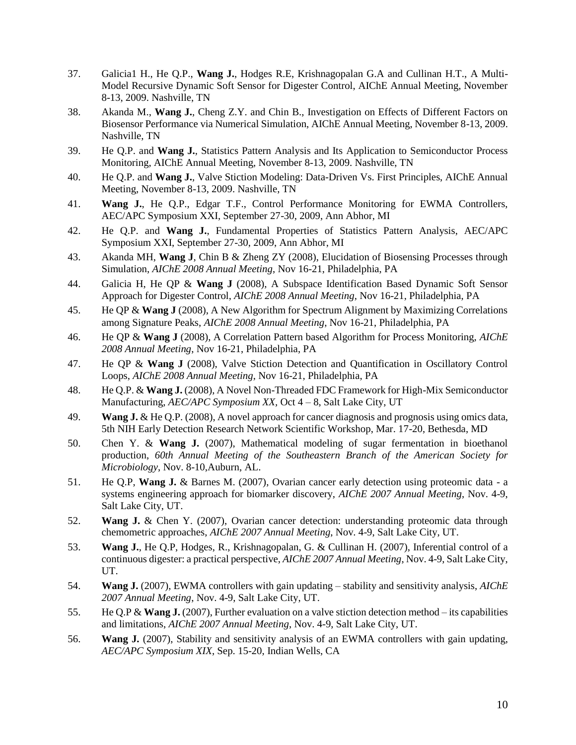37. Galicia1 H., He Q.P., **Wang J.**, Hodges R.E, Krishnagopalan G.A and Cullinan H.T., A Multi-Model Recursive Dynamic Soft Sensor for Digester Control, AIChE Annual Meeting, November 8-13, 2009. Nashville, TN
38. Akanda M., **Wang J.**, Cheng Z.Y. and Chin B., Investigation on Effects of Different Factors on Biosensor Performance via Numerical Simulation, AIChE Annual Meeting, November 8-13, 2009. Nashville, TN
39. He Q.P. and **Wang J.**, Statistics Pattern Analysis and Its Application to Semiconductor Process Monitoring, AIChE Annual Meeting, November 8-13, 2009. Nashville, TN
40. He Q.P. and **Wang J.**, Valve Stiction Modeling: Data-Driven Vs. First Principles, AIChE Annual Meeting, November 8-13, 2009. Nashville, TN
41. **Wang J.**, He Q.P., Edgar T.F., Control Performance Monitoring for EWMA Controllers, AEC/APC Symposium XXI, September 27-30, 2009, Ann Abhor, MI
42. He Q.P. and **Wang J.**, Fundamental Properties of Statistics Pattern Analysis, AEC/APC Symposium XXI, September 27-30, 2009, Ann Abhor, MI
43. Akanda MH, **Wang J**, Chin B & Zheng ZY (2008), Elucidation of Biosensing Processes through Simulation, *AIChE 2008 Annual Meeting*, Nov 16-21, Philadelphia, PA
44. Galicia H, He QP & **Wang J** (2008), A Subspace Identification Based Dynamic Soft Sensor Approach for Digester Control, *AIChE 2008 Annual Meeting*, Nov 16-21, Philadelphia, PA
45. He QP & **Wang J** (2008), A New Algorithm for Spectrum Alignment by Maximizing Correlations among Signature Peaks, *AIChE 2008 Annual Meeting*, Nov 16-21, Philadelphia, PA
46. He QP & **Wang J** (2008), A Correlation Pattern based Algorithm for Process Monitoring, *AIChE 2008 Annual Meeting*, Nov 16-21, Philadelphia, PA
47. He QP & **Wang J** (2008), Valve Stiction Detection and Quantification in Oscillatory Control Loops, *AIChE 2008 Annual Meeting*, Nov 16-21, Philadelphia, PA
48. He Q.P. & **Wang J.** (2008), A Novel Non-Threaded FDC Framework for High-Mix Semiconductor Manufacturing, *AEC/APC Symposium XX*, Oct 4 – 8, Salt Lake City, UT
49. **Wang J.** & He Q.P. (2008), A novel approach for cancer diagnosis and prognosis using omics data, 5th NIH Early Detection Research Network Scientific Workshop, Mar. 17-20, Bethesda, MD
50. Chen Y. & **Wang J.** (2007), Mathematical modeling of sugar fermentation in bioethanol production, *60th Annual Meeting of the Southeastern Branch of the American Society for Microbiology*, Nov. 8-10,Auburn, AL.
51. He Q.P, **Wang J.** & Barnes M. (2007), Ovarian cancer early detection using proteomic data - a systems engineering approach for biomarker discovery, *AIChE 2007 Annual Meeting*, Nov. 4-9, Salt Lake City, UT.
52. **Wang J.** & Chen Y. (2007), Ovarian cancer detection: understanding proteomic data through chemometric approaches, *AIChE 2007 Annual Meeting*, Nov. 4-9, Salt Lake City, UT.
53. **Wang J.**, He Q.P, Hodges, R., Krishnagopalan, G. & Cullinan H. (2007), Inferential control of a continuous digester: a practical perspective, *AIChE 2007 Annual Meeting*, Nov. 4-9, Salt Lake City, UT.
54. **Wang J.** (2007), EWMA controllers with gain updating – stability and sensitivity analysis, *AIChE 2007 Annual Meeting*, Nov. 4-9, Salt Lake City, UT.
55. He Q.P & **Wang J.** (2007), Further evaluation on a valve stiction detection method – its capabilities and limitations, *AIChE 2007 Annual Meeting*, Nov. 4-9, Salt Lake City, UT.
56. **Wang J.** (2007), Stability and sensitivity analysis of an EWMA controllers with gain updating, *AEC/APC Symposium XIX*, Sep. 15-20, Indian Wells, CA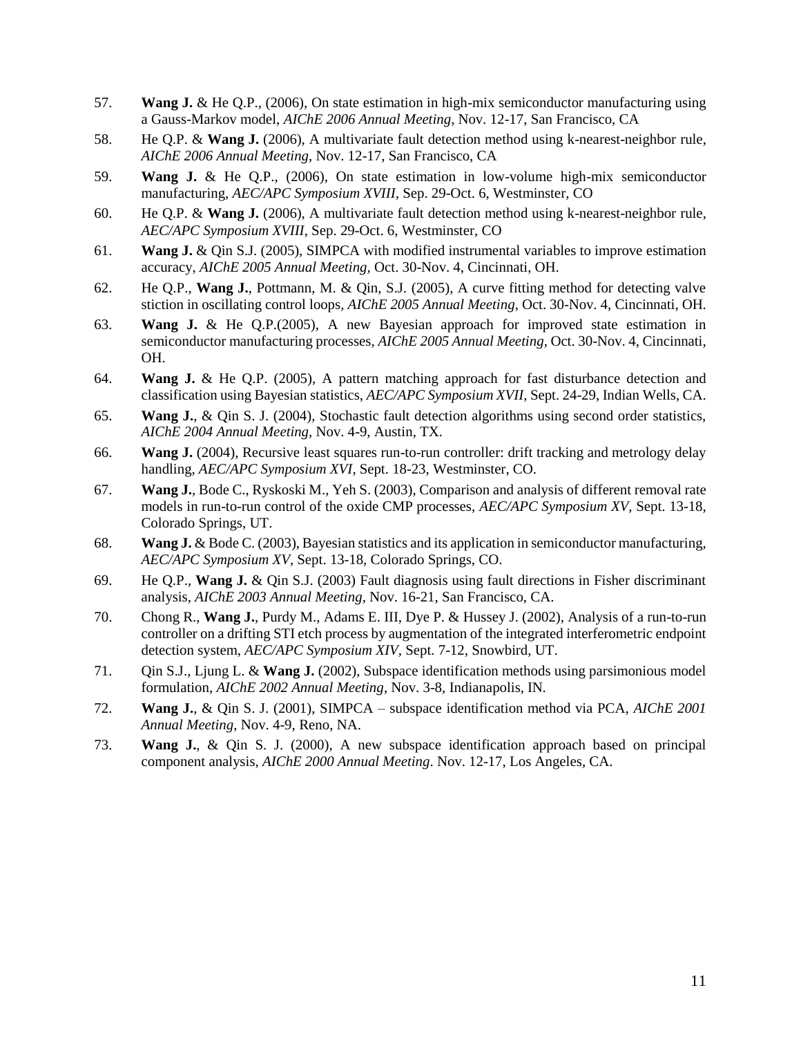57. **Wang J.** & He Q.P., (2006), On state estimation in high-mix semiconductor manufacturing using a Gauss-Markov model, *AIChE 2006 Annual Meeting*, Nov. 12-17, San Francisco, CA
58. He Q.P. & **Wang J.** (2006), A multivariate fault detection method using k-nearest-neighbor rule, *AIChE 2006 Annual Meeting*, Nov. 12-17, San Francisco, CA
59. **Wang J.** & He Q.P., (2006), On state estimation in low-volume high-mix semiconductor manufacturing, *AEC/APC Symposium XVIII*, Sep. 29-Oct. 6, Westminster, CO
60. He Q.P. & **Wang J.** (2006), A multivariate fault detection method using k-nearest-neighbor rule, *AEC/APC Symposium XVIII*, Sep. 29-Oct. 6, Westminster, CO
61. **Wang J.** & Qin S.J. (2005), SIMPCA with modified instrumental variables to improve estimation accuracy, *AIChE 2005 Annual Meeting*, Oct. 30-Nov. 4, Cincinnati, OH.
62. He Q.P., **Wang J.**, Pottmann, M. & Qin, S.J. (2005), A curve fitting method for detecting valve stiction in oscillating control loops, *AIChE 2005 Annual Meeting*, Oct. 30-Nov. 4, Cincinnati, OH.
63. **Wang J.** & He Q.P.(2005), A new Bayesian approach for improved state estimation in semiconductor manufacturing processes, *AIChE 2005 Annual Meeting*, Oct. 30-Nov. 4, Cincinnati, OH.
64. **Wang J.** & He Q.P. (2005), A pattern matching approach for fast disturbance detection and classification using Bayesian statistics, *AEC/APC Symposium XVII*, Sept. 24-29, Indian Wells, CA.
65. **Wang J.**, & Qin S. J. (2004), Stochastic fault detection algorithms using second order statistics, *AIChE 2004 Annual Meeting*, Nov. 4-9, Austin, TX.
66. **Wang J.** (2004), Recursive least squares run-to-run controller: drift tracking and metrology delay handling, *AEC/APC Symposium XVI*, Sept. 18-23, Westminster, CO.
67. **Wang J.**, Bode C., Ryskoski M., Yeh S. (2003), Comparison and analysis of different removal rate models in run-to-run control of the oxide CMP processes, *AEC/APC Symposium XV*, Sept. 13-18, Colorado Springs, UT.
68. **Wang J.** & Bode C. (2003), Bayesian statistics and its application in semiconductor manufacturing, *AEC/APC Symposium XV*, Sept. 13-18, Colorado Springs, CO.
69. He Q.P., **Wang J.** & Qin S.J. (2003) Fault diagnosis using fault directions in Fisher discriminant analysis, *AIChE 2003 Annual Meeting*, Nov. 16-21, San Francisco, CA.
70. Chong R., **Wang J.**, Purdy M., Adams E. III, Dye P. & Hussey J. (2002), Analysis of a run-to-run controller on a drifting STI etch process by augmentation of the integrated interferometric endpoint detection system, *AEC/APC Symposium XIV*, Sept. 7-12, Snowbird, UT.
71. Qin S.J., Ljung L. & **Wang J.** (2002), Subspace identification methods using parsimonious model formulation, *AIChE 2002 Annual Meeting*, Nov. 3-8, Indianapolis, IN.
72. **Wang J.**, & Qin S. J. (2001), SIMPCA – subspace identification method via PCA, *AIChE 2001 Annual Meeting*, Nov. 4-9, Reno, NA.
73. **Wang J.**, & Qin S. J. (2000), A new subspace identification approach based on principal component analysis, *AIChE 2000 Annual Meeting*. Nov. 12-17, Los Angeles, CA.